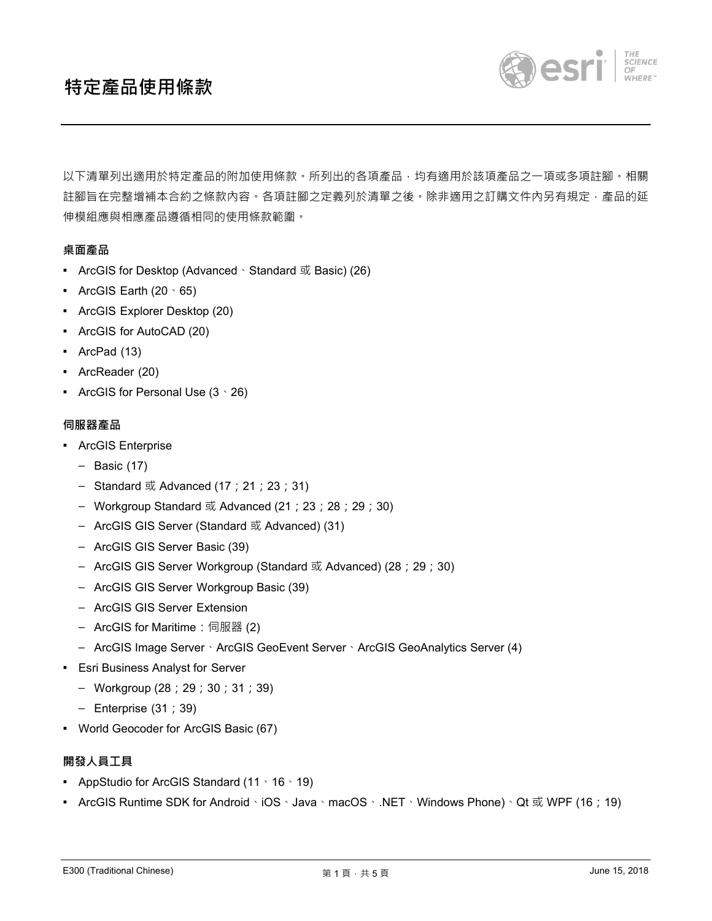# 特定產品使用條款

以下清單列出適用於特定產品的附加使用條款。所列出的各項產品，均有適用於該項產品之一項或多項註腳。相關註腳旨在完整增補本合約之條款內容。各項註腳之定義列於清單之後。除非適用之訂購文件內另有規定，產品的延伸模組應與相應產品遵循相同的使用條款範圍。

### 桌面產品

- ArcGIS for Desktop (Advanced、Standard 或 Basic) (26)
- ArcGIS Earth (20、65)
- ArcGIS Explorer Desktop (20)
- ArcGIS for AutoCAD (20)
- ArcPad (13)
- ArcReader (20)
- ArcGIS for Personal Use (3、26)

### 伺服器產品

- ArcGIS Enterprise
  - Basic (17)
  - Standard 或 Advanced (17；21；23；31)
  - Workgroup Standard 或 Advanced (21；23；28；29；30)
  - ArcGIS GIS Server (Standard 或 Advanced) (31)
  - ArcGIS GIS Server Basic (39)
  - ArcGIS GIS Server Workgroup (Standard 或 Advanced) (28；29；30)
  - ArcGIS GIS Server Workgroup Basic (39)
  - ArcGIS GIS Server Extension
  - ArcGIS for Maritime：伺服器 (2)
  - ArcGIS Image Server、ArcGIS GeoEvent Server、ArcGIS GeoAnalytics Server (4)
- Esri Business Analyst for Server
  - Workgroup (28；29；30；31；39)
  - Enterprise (31；39)
- World Geocoder for ArcGIS Basic (67)

### 開發人員工具

- AppStudio for ArcGIS Standard (11、16、19)
- ArcGIS Runtime SDK for Android、iOS、Java、macOS、.NET、Windows Phone)、Qt 或 WPF (16；19)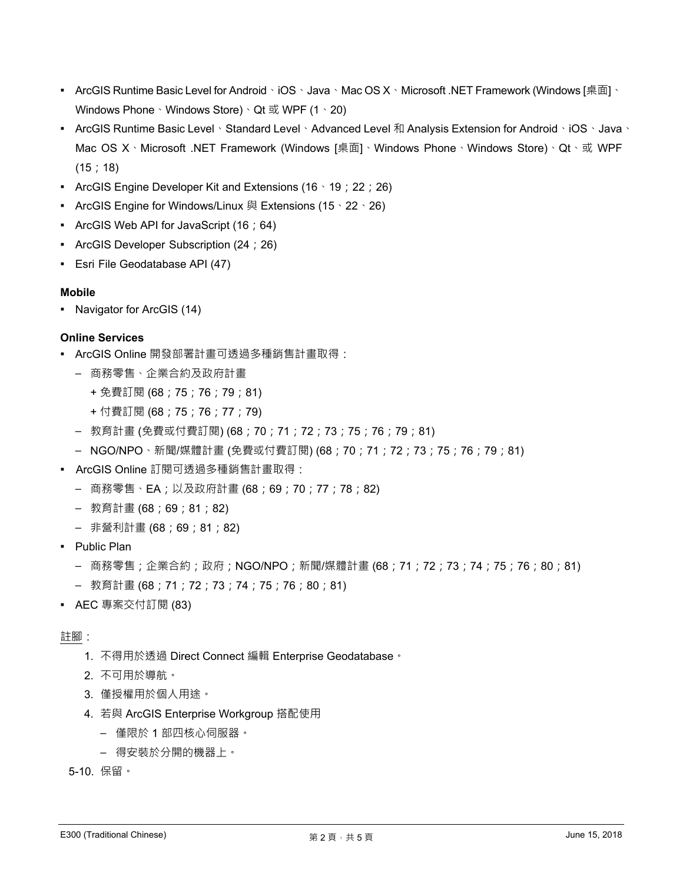- ArcGIS Runtime Basic Level for Android、iOS、Java、Mac OS X、Microsoft .NET Framework (Windows [桌面]、Windows Phone、Windows Store)、Qt 或 WPF (1、20)
- ArcGIS Runtime Basic Level、Standard Level、Advanced Level 和 Analysis Extension for Android、iOS、Java、Mac OS X、Microsoft .NET Framework (Windows [桌面]、Windows Phone、Windows Store)、Qt、或 WPF (15；18)
- ArcGIS Engine Developer Kit and Extensions (16、19；22；26)
- ArcGIS Engine for Windows/Linux 與 Extensions (15、22、26)
- ArcGIS Web API for JavaScript (16；64)
- ArcGIS Developer Subscription (24；26)
- Esri File Geodatabase API (47)

**Mobile**

- Navigator for ArcGIS (14)

**Online Services**

- ArcGIS Online 開發部署計畫可透過多種銷售計畫取得：
  - 商務零售、企業合約及政府計畫
    - + 免費訂閱 (68；75；76；79；81)
    - + 付費訂閱 (68；75；76；77；79)
  - 教育計畫 (免費或付費訂閱) (68；70；71；72；73；75；76；79；81)
  - NGO/NPO、新聞/媒體計畫 (免費或付費訂閱) (68；70；71；72；73；75；76；79；81)
- ArcGIS Online 訂閱可透過多種銷售計畫取得：
  - 商務零售、EA；以及政府計畫 (68；69；70；77；78；82)
  - 教育計畫 (68；69；81；82)
  - 非營利計畫 (68；69；81；82)
- Public Plan
  - 商務零售；企業合約；政府；NGO/NPO；新聞/媒體計畫 (68；71；72；73；74；75；76；80；81)
  - 教育計畫 (68；71；72；73；74；75；76；80；81)
- AEC 專案交付訂閱 (83)

註腳：

1. 不得用於透過 Direct Connect 編輯 Enterprise Geodatabase。
2. 不可用於導航。
3. 僅授權用於個人用途。
4. 若與 ArcGIS Enterprise Workgroup 搭配使用
   - 僅限於 1 部四核心伺服器。
   - 得安裝於分開的機器上。

5-10. 保留。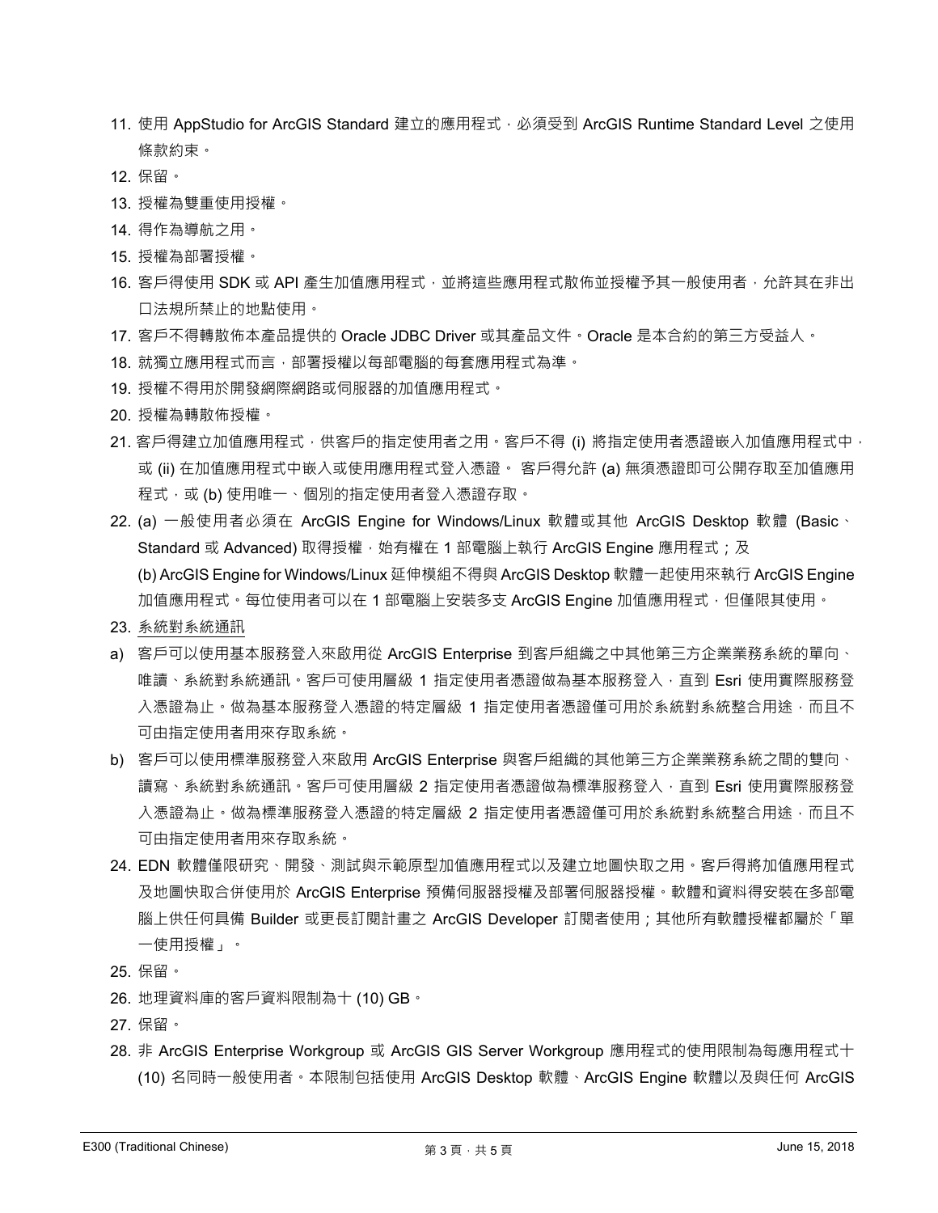11. 使用 AppStudio for ArcGIS Standard 建立的應用程式，必須受到 ArcGIS Runtime Standard Level 之使用條款約束。
12. 保留。
13. 授權為雙重使用授權。
14. 得作為導航之用。
15. 授權為部署授權。
16. 客戶得使用 SDK 或 API 產生加值應用程式，並將這些應用程式散佈並授權予其一般使用者，允許其在非出口法規所禁止的地點使用。
17. 客戶不得轉散佈本產品提供的 Oracle JDBC Driver 或其產品文件。Oracle 是本合約的第三方受益人。
18. 就獨立應用程式而言，部署授權以每部電腦的每套應用程式為準。
19. 授權不得用於開發網際網路或伺服器的加值應用程式。
20. 授權為轉散佈授權。
21. 客戶得建立加值應用程式，供客戶的指定使用者之用。客戶不得 (i) 將指定使用者憑證嵌入加值應用程式中，或 (ii) 在加值應用程式中嵌入或使用應用程式登入憑證。 客戶得允許 (a) 無須憑證即可公開存取至加值應用程式，或 (b) 使用唯一、個別的指定使用者登入憑證存取。
22. (a) 一般使用者必須在 ArcGIS Engine for Windows/Linux 軟體或其他 ArcGIS Desktop 軟體 (Basic、Standard 或 Advanced) 取得授權，始有權在 1 部電腦上執行 ArcGIS Engine 應用程式；及
    (b) ArcGIS Engine for Windows/Linux 延伸模組不得與 ArcGIS Desktop 軟體一起使用來執行 ArcGIS Engine 加值應用程式。每位使用者可以在 1 部電腦上安裝多支 ArcGIS Engine 加值應用程式，但僅限其使用。
23. <u>系統對系統通訊</u>

a) 客戶可以使用基本服務登入來啟用從 ArcGIS Enterprise 到客戶組織之中其他第三方企業業務系統的單向、唯讀、系統對系統通訊。客戶可使用層級 1 指定使用者憑證做為基本服務登入，直到 Esri 使用實際服務登入憑證為止。做為基本服務登入憑證的特定層級 1 指定使用者憑證僅可用於系統對系統整合用途，而且不可由指定使用者用來存取系統。

b) 客戶可以使用標準服務登入來啟用 ArcGIS Enterprise 與客戶組織的其他第三方企業業務系統之間的雙向、讀寫、系統對系統通訊。客戶可使用層級 2 指定使用者憑證做為標準服務登入，直到 Esri 使用實際服務登入憑證為止。做為標準服務登入憑證的特定層級 2 指定使用者憑證僅可用於系統對系統整合用途，而且不可由指定使用者用來存取系統。

24. EDN 軟體僅限研究、開發、測試與示範原型加值應用程式以及建立地圖快取之用。客戶得將加值應用程式及地圖快取合併使用於 ArcGIS Enterprise 預備伺服器授權及部署伺服器授權。軟體和資料得安裝在多部電腦上供任何具備 Builder 或更長訂閱計畫之 ArcGIS Developer 訂閱者使用；其他所有軟體授權都屬於「單一使用授權」。
25. 保留。
26. 地理資料庫的客戶資料限制為十 (10) GB。
27. 保留。
28. 非 ArcGIS Enterprise Workgroup 或 ArcGIS GIS Server Workgroup 應用程式的使用限制為每應用程式十 (10) 名同時一般使用者。本限制包括使用 ArcGIS Desktop 軟體、ArcGIS Engine 軟體以及與任何 ArcGIS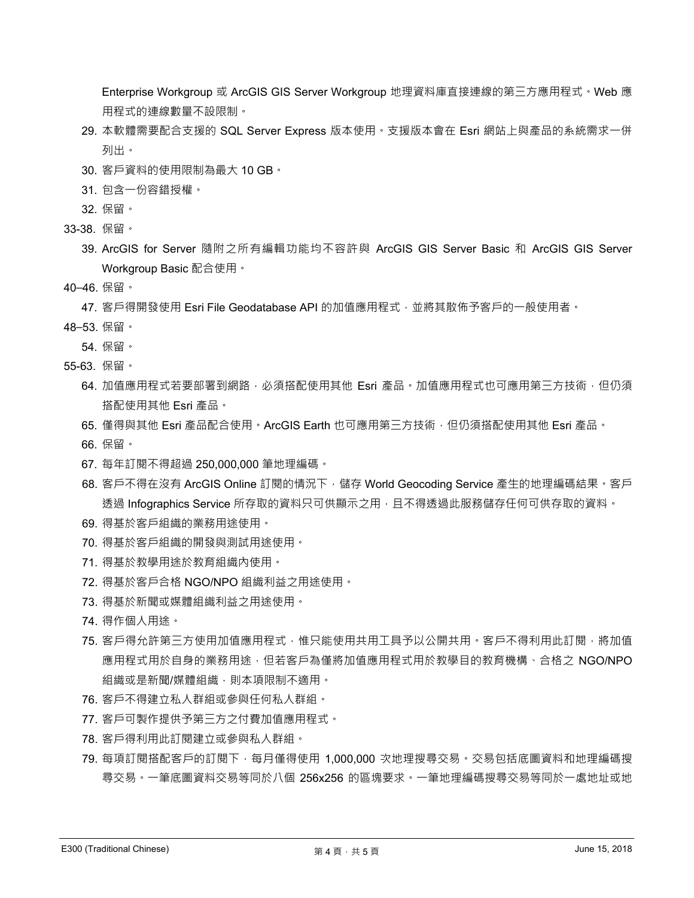Enterprise Workgroup 或 ArcGIS GIS Server Workgroup 地理資料庫直接連線的第三方應用程式。Web 應用程式的連線數量不設限制。

29. 本軟體需要配合支援的 SQL Server Express 版本使用。支援版本會在 Esri 網站上與產品的系統需求一併列出。
30. 客戶資料的使用限制為最大 10 GB。
31. 包含一份容錯授權。
32. 保留。

33-38. 保留。

39. ArcGIS for Server 隨附之所有編輯功能均不容許與 ArcGIS GIS Server Basic 和 ArcGIS GIS Server Workgroup Basic 配合使用。

40–46. 保留。

47. 客戶得開發使用 Esri File Geodatabase API 的加值應用程式，並將其散佈予客戶的一般使用者。

48–53. 保留。

54. 保留。

55-63. 保留。

64. 加值應用程式若要部署到網路，必須搭配使用其他 Esri 產品。加值應用程式也可應用第三方技術，但仍須搭配使用其他 Esri 產品。
65. 僅得與其他 Esri 產品配合使用。ArcGIS Earth 也可應用第三方技術，但仍須搭配使用其他 Esri 產品。
66. 保留。
67. 每年訂閱不得超過 250,000,000 筆地理編碼。
68. 客戶不得在沒有 ArcGIS Online 訂閱的情況下，儲存 World Geocoding Service 產生的地理編碼結果。客戶透過 Infographics Service 所存取的資料只可供顯示之用，且不得透過此服務儲存任何可供存取的資料。
69. 得基於客戶組織的業務用途使用。
70. 得基於客戶組織的開發與測試用途使用。
71. 得基於教學用途於教育組織內使用。
72. 得基於客戶合格 NGO/NPO 組織利益之用途使用。
73. 得基於新聞或媒體組織利益之用途使用。
74. 得作個人用途。
75. 客戶得允許第三方使用加值應用程式，惟只能使用共用工具予以公開共用。客戶不得利用此訂閱，將加值應用程式用於自身的業務用途，但若客戶為僅將加值應用程式用於教學目的教育機構、合格之 NGO/NPO 組織或是新聞/媒體組織，則本項限制不適用。
76. 客戶不得建立私人群組或參與任何私人群組。
77. 客戶可製作提供予第三方之付費加值應用程式。
78. 客戶得利用此訂閱建立或參與私人群組。
79. 每項訂閱搭配客戶的訂閱下，每月僅得使用 1,000,000 次地理搜尋交易。交易包括底圖資料和地理編碼搜尋交易。一筆底圖資料交易等同於八個 256x256 的區塊要求。一筆地理編碼搜尋交易等同於一處地址或地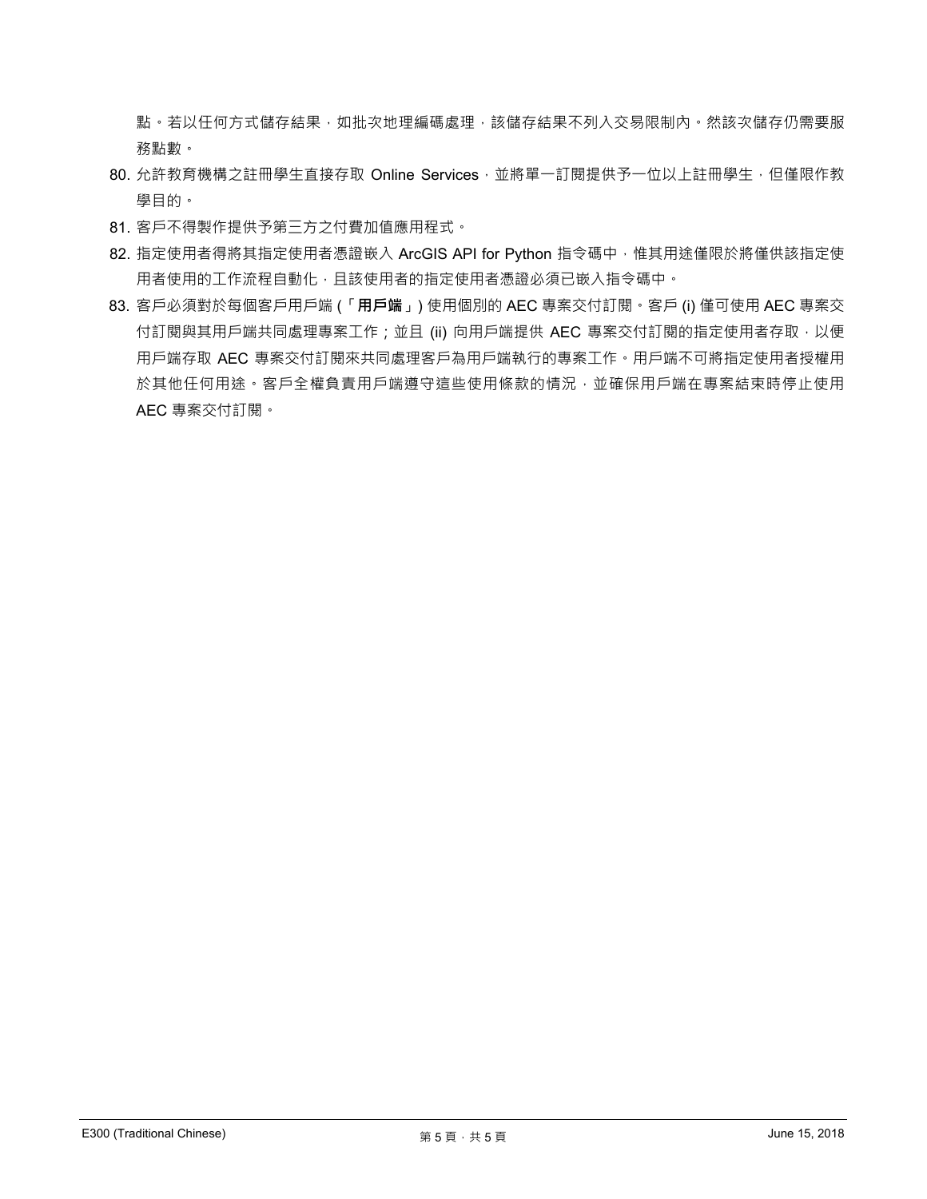點。若以任何方式儲存結果，如批次地理編碼處理，該儲存結果不列入交易限制內。然該次儲存仍需要服務點數。

80. 允許教育機構之註冊學生直接存取 Online Services，並將單一訂閱提供予一位以上註冊學生，但僅限作教學目的。
81. 客戶不得製作提供予第三方之付費加值應用程式。
82. 指定使用者得將其指定使用者憑證嵌入 ArcGIS API for Python 指令碼中，惟其用途僅限於將僅供該指定使用者使用的工作流程自動化，且該使用者的指定使用者憑證必須已嵌入指令碼中。
83. 客戶必須對於每個客戶用戶端 (「**用戶端**」) 使用個別的 AEC 專案交付訂閱。客戶 (i) 僅可使用 AEC 專案交付訂閱與其用戶端共同處理專案工作；並且 (ii) 向用戶端提供 AEC 專案交付訂閱的指定使用者存取，以便用戶端存取 AEC 專案交付訂閱來共同處理客戶為用戶端執行的專案工作。用戶端不可將指定使用者授權用於其他任何用途。客戶全權負責用戶端遵守這些使用條款的情況，並確保用戶端在專案結束時停止使用 AEC 專案交付訂閱。